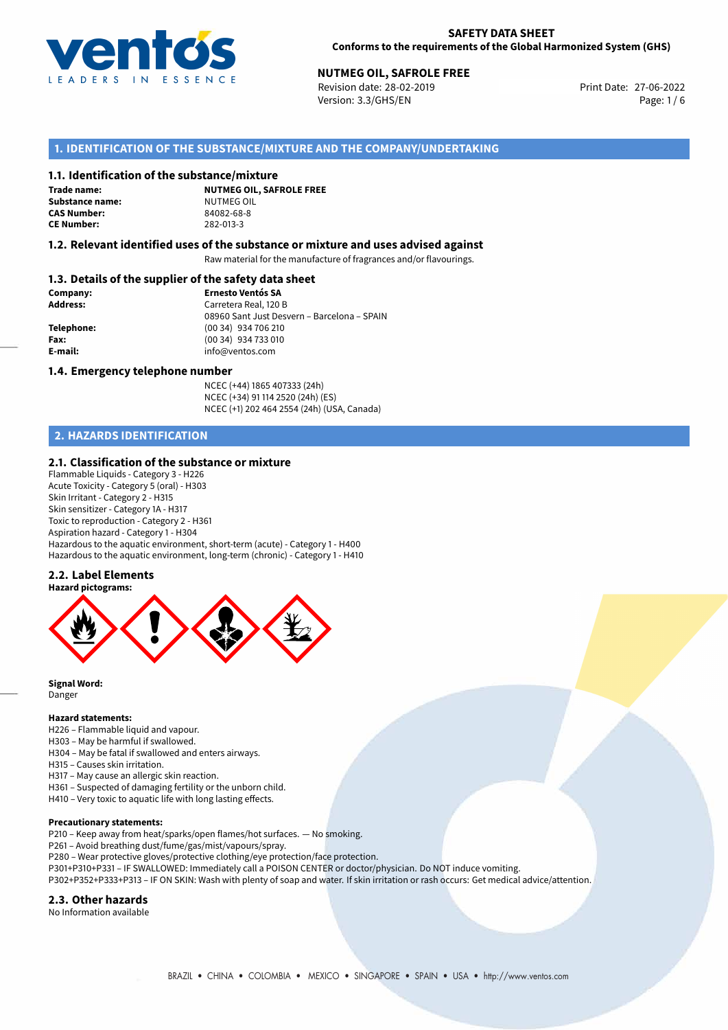**SAFETY DATA SHEET**
**Conforms to the requirements of the Global Harmonized System (GHS)**

**NUTMEG OIL, SAFROLE FREE**
Revision date: 28-02-2019
Version: 3.3/GHS/EN
Print Date: 27-06-2022

## 1. IDENTIFICATION OF THE SUBSTANCE/MIXTURE AND THE COMPANY/UNDERTAKING

### 1.1. Identification of the substance/mixture

**Trade name:** **NUTMEG OIL, SAFROLE FREE**
**Substance name:** NUTMEG OIL
**CAS Number:** 84082-68-8
**CE Number:** 282-013-3

### 1.2. Relevant identified uses of the substance or mixture and uses advised against

Raw material for the manufacture of fragrances and/or flavourings.

### 1.3. Details of the supplier of the safety data sheet

**Company:** **Ernesto Ventós SA**
**Address:** Carretera Real, 120 B
08960 Sant Just Desvern – Barcelona – SPAIN
**Telephone:** (00 34) 934 706 210
**Fax:** (00 34) 934 733 010
**E-mail:** info@ventos.com

### 1.4. Emergency telephone number

NCEC (+44) 1865 407333 (24h)
NCEC (+34) 91 114 2520 (24h) (ES)
NCEC (+1) 202 464 2554 (24h) (USA, Canada)

## 2. HAZARDS IDENTIFICATION

### 2.1. Classification of the substance or mixture

Flammable Liquids - Category 3 - H226
Acute Toxicity - Category 5 (oral) - H303
Skin Irritant - Category 2 - H315
Skin sensitizer - Category 1A - H317
Toxic to reproduction - Category 2 - H361
Aspiration hazard - Category 1 - H304
Hazardous to the aquatic environment, short-term (acute) - Category 1 - H400
Hazardous to the aquatic environment, long-term (chronic) - Category 1 - H410

### 2.2. Label Elements

**Hazard pictograms:**

**Signal Word:**
Danger

**Hazard statements:**
H226 – Flammable liquid and vapour.
H303 – May be harmful if swallowed.
H304 – May be fatal if swallowed and enters airways.
H315 – Causes skin irritation.
H317 – May cause an allergic skin reaction.
H361 – Suspected of damaging fertility or the unborn child.
H410 – Very toxic to aquatic life with long lasting effects.

**Precautionary statements:**
P210 – Keep away from heat/sparks/open flames/hot surfaces. — No smoking.
P261 – Avoid breathing dust/fume/gas/mist/vapours/spray.
P280 – Wear protective gloves/protective clothing/eye protection/face protection.
P301+P310+P331 – IF SWALLOWED: Immediately call a POISON CENTER or doctor/physician. Do NOT induce vomiting.
P302+P352+P333+P313 – IF ON SKIN: Wash with plenty of soap and water. If skin irritation or rash occurs: Get medical advice/attention.

### 2.3. Other hazards

No Information available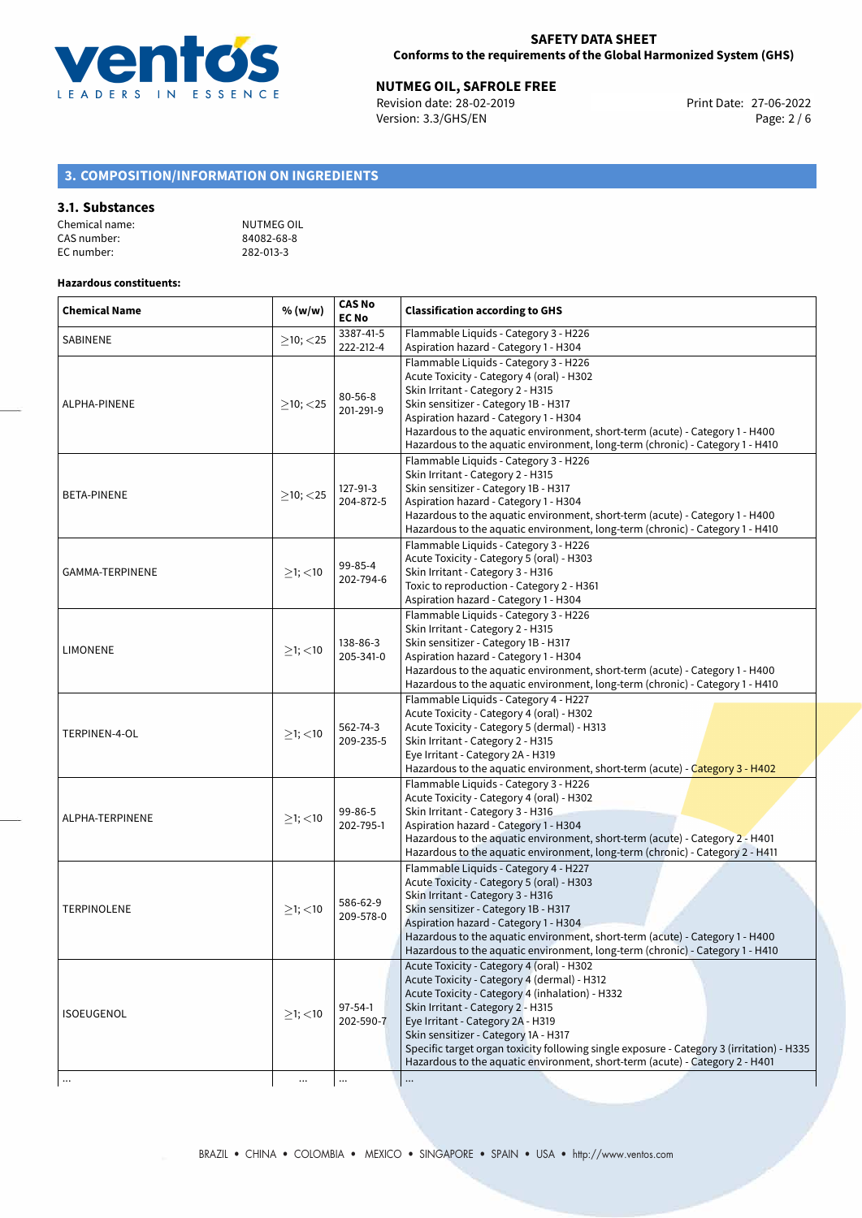## 3. COMPOSITION/INFORMATION ON INGREDIENTS

### 3.1. Substances

Chemical name: NUTMEG OIL
CAS number: 84082-68-8
EC number: 282-013-3

**Hazardous constituents:**

| Chemical Name | % (w/w) | CAS No EC No | Classification according to GHS |
|---|---|---|---|
| SABINENE | ≥10; <25 | 3387-41-5 222-212-4 | Flammable Liquids - Category 3 - H226<br>Aspiration hazard - Category 1 - H304 |
| ALPHA-PINENE | ≥10; <25 | 80-56-8 201-291-9 | Flammable Liquids - Category 3 - H226<br>Acute Toxicity - Category 4 (oral) - H302<br>Skin Irritant - Category 2 - H315<br>Skin sensitizer - Category 1B - H317<br>Aspiration hazard - Category 1 - H304<br>Hazardous to the aquatic environment, short-term (acute) - Category 1 - H400<br>Hazardous to the aquatic environment, long-term (chronic) - Category 1 - H410 |
| BETA-PINENE | ≥10; <25 | 127-91-3 204-872-5 | Flammable Liquids - Category 3 - H226<br>Skin Irritant - Category 2 - H315<br>Skin sensitizer - Category 1B - H317<br>Aspiration hazard - Category 1 - H304<br>Hazardous to the aquatic environment, short-term (acute) - Category 1 - H400<br>Hazardous to the aquatic environment, long-term (chronic) - Category 1 - H410 |
| GAMMA-TERPINENE | ≥1; <10 | 99-85-4 202-794-6 | Flammable Liquids - Category 3 - H226<br>Acute Toxicity - Category 5 (oral) - H303<br>Skin Irritant - Category 3 - H316<br>Toxic to reproduction - Category 2 - H361<br>Aspiration hazard - Category 1 - H304 |
| LIMONENE | ≥1; <10 | 138-86-3 205-341-0 | Flammable Liquids - Category 3 - H226<br>Skin Irritant - Category 2 - H315<br>Skin sensitizer - Category 1B - H317<br>Aspiration hazard - Category 1 - H304<br>Hazardous to the aquatic environment, short-term (acute) - Category 1 - H400<br>Hazardous to the aquatic environment, long-term (chronic) - Category 1 - H410 |
| TERPINEN-4-OL | ≥1; <10 | 562-74-3 209-235-5 | Flammable Liquids - Category 4 - H227<br>Acute Toxicity - Category 4 (oral) - H302<br>Acute Toxicity - Category 5 (dermal) - H313<br>Skin Irritant - Category 2 - H315<br>Eye Irritant - Category 2A - H319<br>Hazardous to the aquatic environment, short-term (acute) - Category 3 - H402 |
| ALPHA-TERPINENE | ≥1; <10 | 99-86-5 202-795-1 | Flammable Liquids - Category 3 - H226<br>Acute Toxicity - Category 4 (oral) - H302<br>Skin Irritant - Category 3 - H316<br>Aspiration hazard - Category 1 - H304<br>Hazardous to the aquatic environment, short-term (acute) - Category 2 - H401<br>Hazardous to the aquatic environment, long-term (chronic) - Category 2 - H411 |
| TERPINOLENE | ≥1; <10 | 586-62-9 209-578-0 | Flammable Liquids - Category 4 - H227<br>Acute Toxicity - Category 5 (oral) - H303<br>Skin Irritant - Category 3 - H316<br>Skin sensitizer - Category 1B - H317<br>Aspiration hazard - Category 1 - H304<br>Hazardous to the aquatic environment, short-term (acute) - Category 1 - H400<br>Hazardous to the aquatic environment, long-term (chronic) - Category 1 - H410 |
| ISOEUGENOL | ≥1; <10 | 97-54-1 202-590-7 | Acute Toxicity - Category 4 (oral) - H302<br>Acute Toxicity - Category 4 (dermal) - H312<br>Acute Toxicity - Category 4 (inhalation) - H332<br>Skin Irritant - Category 2 - H315<br>Eye Irritant - Category 2A - H319<br>Skin sensitizer - Category 1A - H317<br>Specific target organ toxicity following single exposure - Category 3 (irritation) - H335<br>Hazardous to the aquatic environment, short-term (acute) - Category 2 - H401 |
| ... | ... | ... | ... |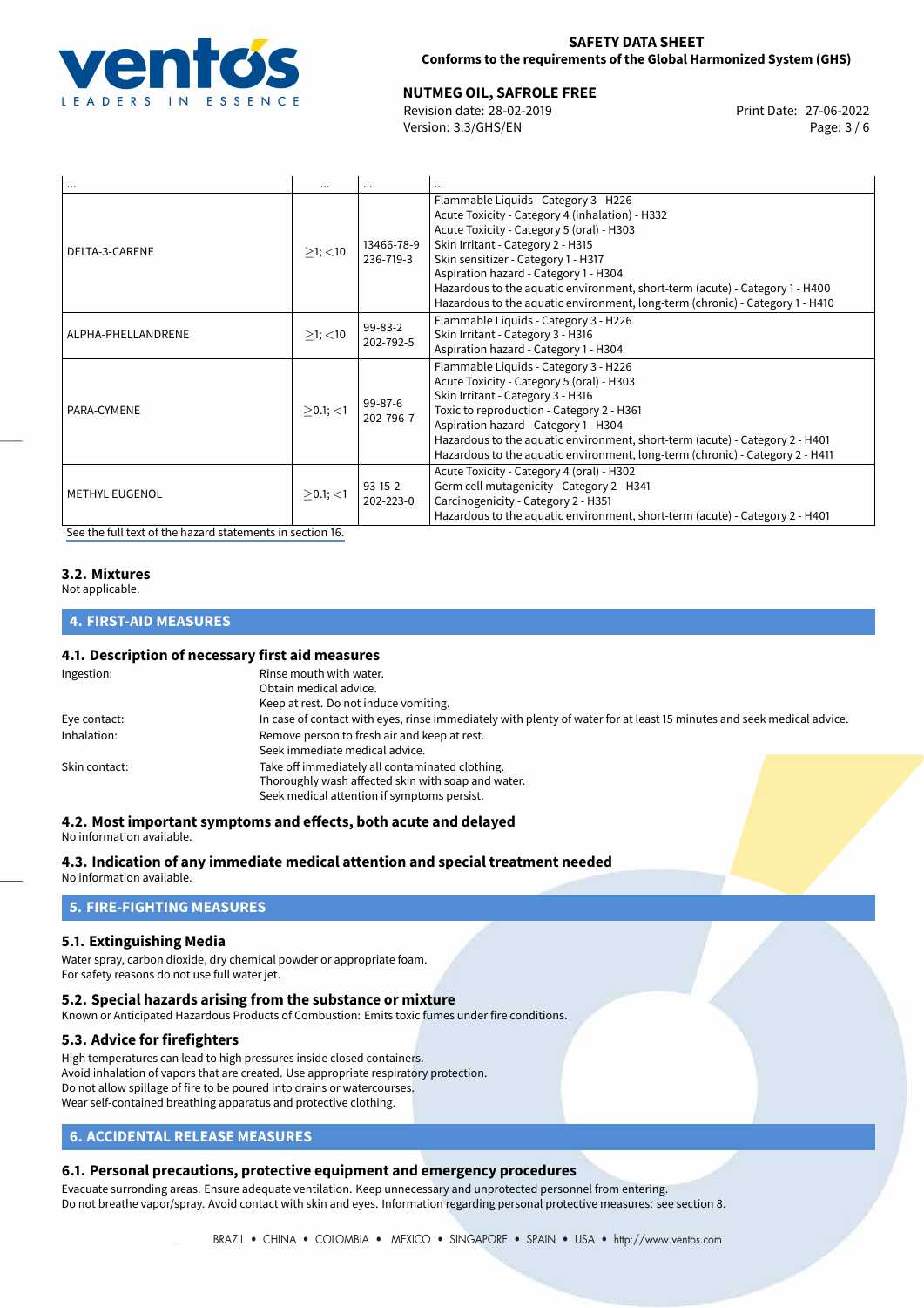| ... | ... | ... | ... |
|---|---|---|---|
| DELTA-3-CARENE | ≥1; <10 | 13466-78-9<br>236-719-3 | Flammable Liquids - Category 3 - H226<br>Acute Toxicity - Category 4 (inhalation) - H332<br>Acute Toxicity - Category 5 (oral) - H303<br>Skin Irritant - Category 2 - H315<br>Skin sensitizer - Category 1 - H317<br>Aspiration hazard - Category 1 - H304<br>Hazardous to the aquatic environment, short-term (acute) - Category 1 - H400<br>Hazardous to the aquatic environment, long-term (chronic) - Category 1 - H410 |
| ALPHA-PHELLANDRENE | ≥1; <10 | 99-83-2<br>202-792-5 | Flammable Liquids - Category 3 - H226<br>Skin Irritant - Category 3 - H316<br>Aspiration hazard - Category 1 - H304 |
| PARA-CYMENE | ≥0.1; <1 | 99-87-6<br>202-796-7 | Flammable Liquids - Category 3 - H226<br>Acute Toxicity - Category 5 (oral) - H303<br>Skin Irritant - Category 3 - H316<br>Toxic to reproduction - Category 2 - H361<br>Aspiration hazard - Category 1 - H304<br>Hazardous to the aquatic environment, short-term (acute) - Category 2 - H401<br>Hazardous to the aquatic environment, long-term (chronic) - Category 2 - H411 |
| METHYL EUGENOL | ≥0.1; <1 | 93-15-2<br>202-223-0 | Acute Toxicity - Category 4 (oral) - H302<br>Germ cell mutagenicity - Category 2 - H341<br>Carcinogenicity - Category 2 - H351<br>Hazardous to the aquatic environment, short-term (acute) - Category 2 - H401 |

See the full text of the hazard statements in section 16.

### 3.2. Mixtures

Not applicable.

## 4. FIRST-AID MEASURES

### 4.1. Description of necessary first aid measures

Ingestion: Rinse mouth with water.
Obtain medical advice.
Keep at rest. Do not induce vomiting.

Eye contact: In case of contact with eyes, rinse immediately with plenty of water for at least 15 minutes and seek medical advice.

Inhalation: Remove person to fresh air and keep at rest.
Seek immediate medical advice.

Skin contact: Take off immediately all contaminated clothing.
Thoroughly wash affected skin with soap and water.
Seek medical attention if symptoms persist.

### 4.2. Most important symptoms and effects, both acute and delayed

No information available.

### 4.3. Indication of any immediate medical attention and special treatment needed

No information available.

## 5. FIRE-FIGHTING MEASURES

### 5.1. Extinguishing Media

Water spray, carbon dioxide, dry chemical powder or appropriate foam.
For safety reasons do not use full water jet.

### 5.2. Special hazards arising from the substance or mixture

Known or Anticipated Hazardous Products of Combustion: Emits toxic fumes under fire conditions.

### 5.3. Advice for firefighters

High temperatures can lead to high pressures inside closed containers.
Avoid inhalation of vapors that are created. Use appropriate respiratory protection.
Do not allow spillage of fire to be poured into drains or watercourses.
Wear self-contained breathing apparatus and protective clothing.

## 6. ACCIDENTAL RELEASE MEASURES

### 6.1. Personal precautions, protective equipment and emergency procedures

Evacuate surrounding areas. Ensure adequate ventilation. Keep unnecessary and unprotected personnel from entering.
Do not breathe vapor/spray. Avoid contact with skin and eyes. Information regarding personal protective measures: see section 8.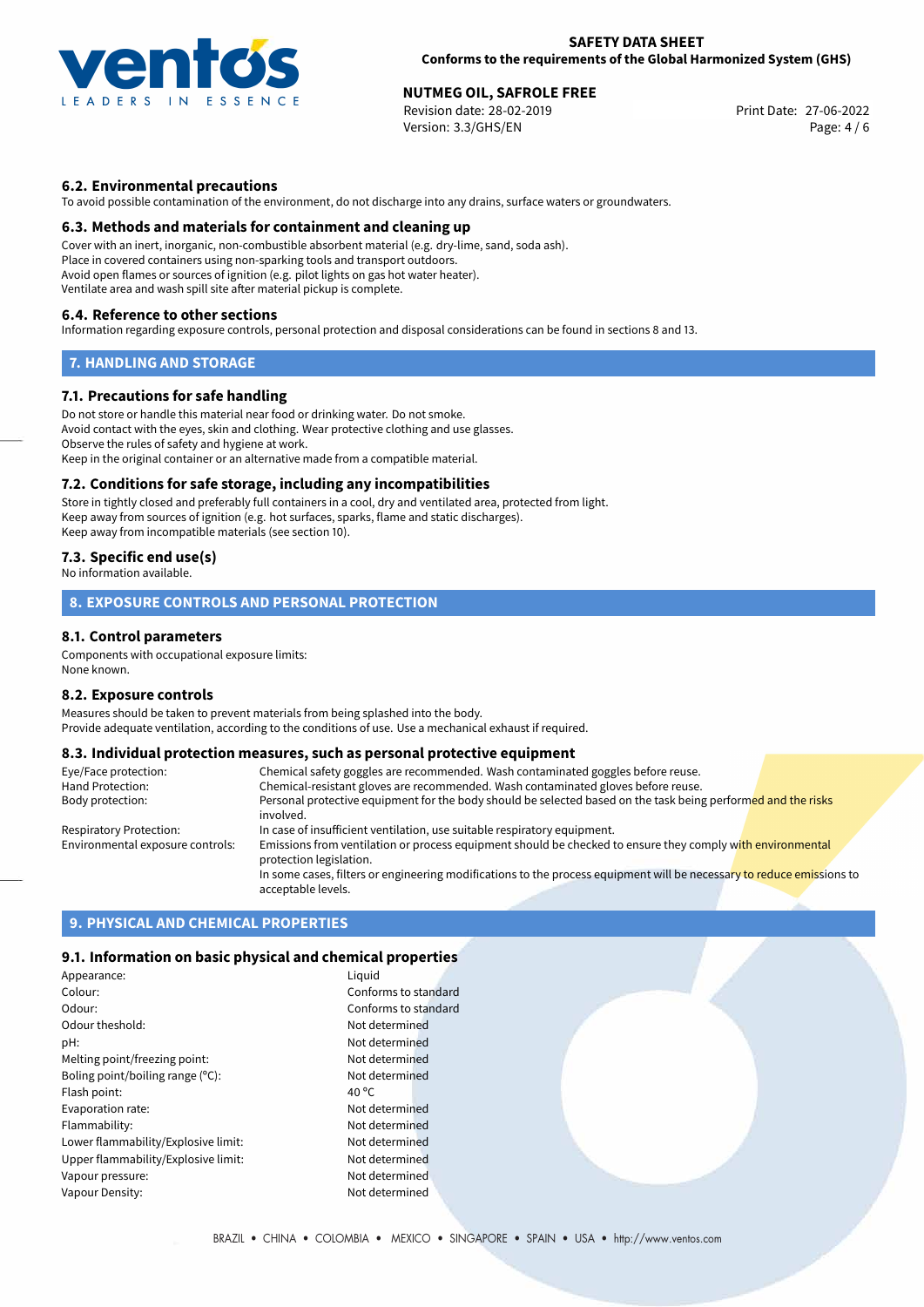### 6.2. Environmental precautions

To avoid possible contamination of the environment, do not discharge into any drains, surface waters or groundwaters.

### 6.3. Methods and materials for containment and cleaning up

Cover with an inert, inorganic, non-combustible absorbent material (e.g. dry-lime, sand, soda ash).
Place in covered containers using non-sparking tools and transport outdoors.
Avoid open flames or sources of ignition (e.g. pilot lights on gas hot water heater).
Ventilate area and wash spill site after material pickup is complete.

### 6.4. Reference to other sections

Information regarding exposure controls, personal protection and disposal considerations can be found in sections 8 and 13.

## 7. HANDLING AND STORAGE

### 7.1. Precautions for safe handling

Do not store or handle this material near food or drinking water. Do not smoke.
Avoid contact with the eyes, skin and clothing. Wear protective clothing and use glasses.
Observe the rules of safety and hygiene at work.
Keep in the original container or an alternative made from a compatible material.

### 7.2. Conditions for safe storage, including any incompatibilities

Store in tightly closed and preferably full containers in a cool, dry and ventilated area, protected from light.
Keep away from sources of ignition (e.g. hot surfaces, sparks, flame and static discharges).
Keep away from incompatible materials (see section 10).

### 7.3. Specific end use(s)

No information available.

## 8. EXPOSURE CONTROLS AND PERSONAL PROTECTION

### 8.1. Control parameters

Components with occupational exposure limits:
None known.

### 8.2. Exposure controls

Measures should be taken to prevent materials from being splashed into the body.
Provide adequate ventilation, according to the conditions of use. Use a mechanical exhaust if required.

### 8.3. Individual protection measures, such as personal protective equipment

| | |
|---|---|
| Eye/Face protection: | Chemical safety goggles are recommended. Wash contaminated goggles before reuse. |
| Hand Protection: | Chemical-resistant gloves are recommended. Wash contaminated gloves before reuse. |
| Body protection: | Personal protective equipment for the body should be selected based on the task being performed and the risks involved. |
| Respiratory Protection: | In case of insufficient ventilation, use suitable respiratory equipment. |
| Environmental exposure controls: | Emissions from ventilation or process equipment should be checked to ensure they comply with environmental protection legislation. In some cases, filters or engineering modifications to the process equipment will be necessary to reduce emissions to acceptable levels. |

## 9. PHYSICAL AND CHEMICAL PROPERTIES

### 9.1. Information on basic physical and chemical properties

| | |
|---|---|
| Appearance: | Liquid |
| Colour: | Conforms to standard |
| Odour: | Conforms to standard |
| Odour theshold: | Not determined |
| pH: | Not determined |
| Melting point/freezing point: | Not determined |
| Boling point/boiling range (°C): | Not determined |
| Flash point: | 40 °C |
| Evaporation rate: | Not determined |
| Flammability: | Not determined |
| Lower flammability/Explosive limit: | Not determined |
| Upper flammability/Explosive limit: | Not determined |
| Vapour pressure: | Not determined |
| Vapour Density: | Not determined |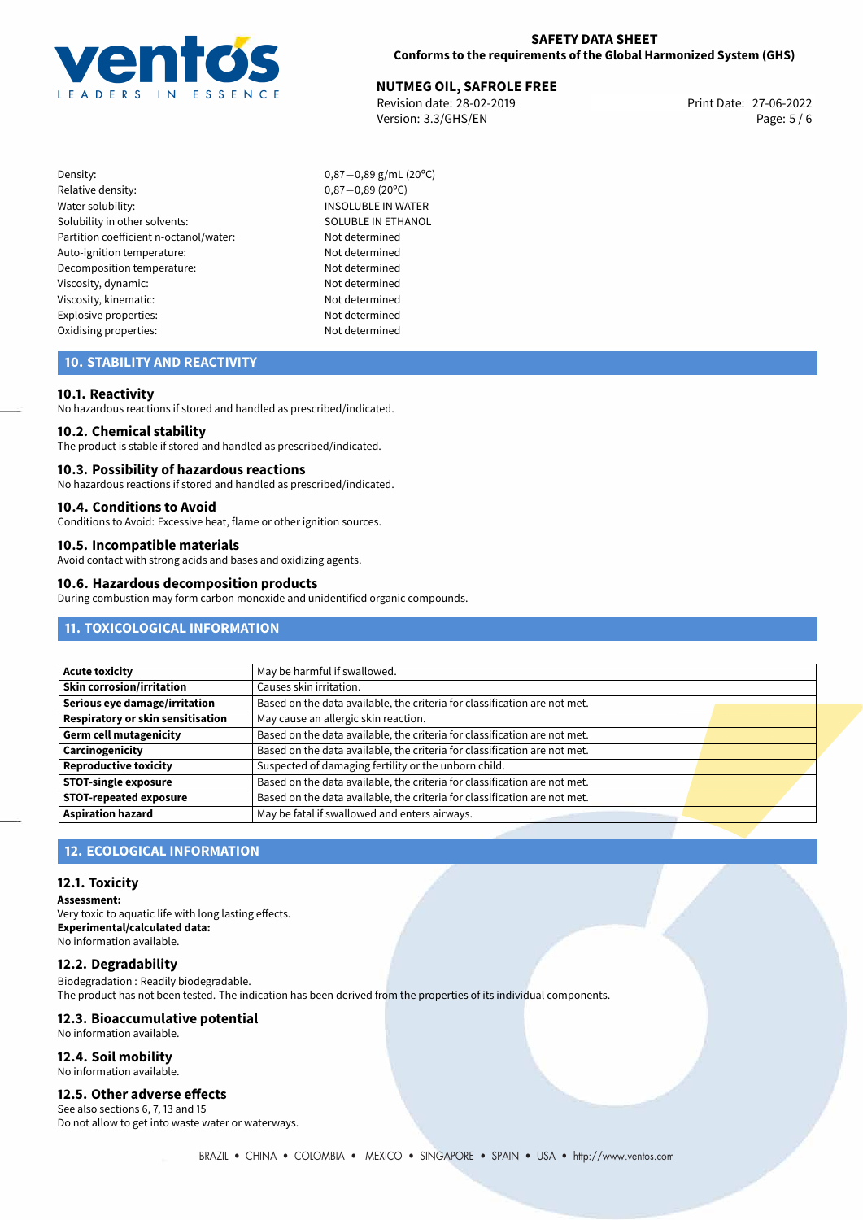| | |
|---|---|
| Density: | 0,87—0,89 g/mL (20°C) |
| Relative density: | 0,87—0,89 (20°C) |
| Water solubility: | INSOLUBLE IN WATER |
| Solubility in other solvents: | SOLUBLE IN ETHANOL |
| Partition coefficient n-octanol/water: | Not determined |
| Auto-ignition temperature: | Not determined |
| Decomposition temperature: | Not determined |
| Viscosity, dynamic: | Not determined |
| Viscosity, kinematic: | Not determined |
| Explosive properties: | Not determined |
| Oxidising properties: | Not determined |

## 10. STABILITY AND REACTIVITY

### 10.1. Reactivity

No hazardous reactions if stored and handled as prescribed/indicated.

### 10.2. Chemical stability

The product is stable if stored and handled as prescribed/indicated.

### 10.3. Possibility of hazardous reactions

No hazardous reactions if stored and handled as prescribed/indicated.

### 10.4. Conditions to Avoid

Conditions to Avoid: Excessive heat, flame or other ignition sources.

### 10.5. Incompatible materials

Avoid contact with strong acids and bases and oxidizing agents.

### 10.6. Hazardous decomposition products

During combustion may form carbon monoxide and unidentified organic compounds.

## 11. TOXICOLOGICAL INFORMATION

| | |
|---|---|
| **Acute toxicity** | May be harmful if swallowed. |
| **Skin corrosion/irritation** | Causes skin irritation. |
| **Serious eye damage/irritation** | Based on the data available, the criteria for classification are not met. |
| **Respiratory or skin sensitisation** | May cause an allergic skin reaction. |
| **Germ cell mutagenicity** | Based on the data available, the criteria for classification are not met. |
| **Carcinogenicity** | Based on the data available, the criteria for classification are not met. |
| **Reproductive toxicity** | Suspected of damaging fertility or the unborn child. |
| **STOT-single exposure** | Based on the data available, the criteria for classification are not met. |
| **STOT-repeated exposure** | Based on the data available, the criteria for classification are not met. |
| **Aspiration hazard** | May be fatal if swallowed and enters airways. |

## 12. ECOLOGICAL INFORMATION

### 12.1. Toxicity

**Assessment:**
Very toxic to aquatic life with long lasting effects.
**Experimental/calculated data:**
No information available.

### 12.2. Degradability

Biodegradation : Readily biodegradable.
The product has not been tested. The indication has been derived from the properties of its individual components.

### 12.3. Bioaccumulative potential

No information available.

### 12.4. Soil mobility

No information available.

### 12.5. Other adverse effects

See also sections 6, 7, 13 and 15
Do not allow to get into waste water or waterways.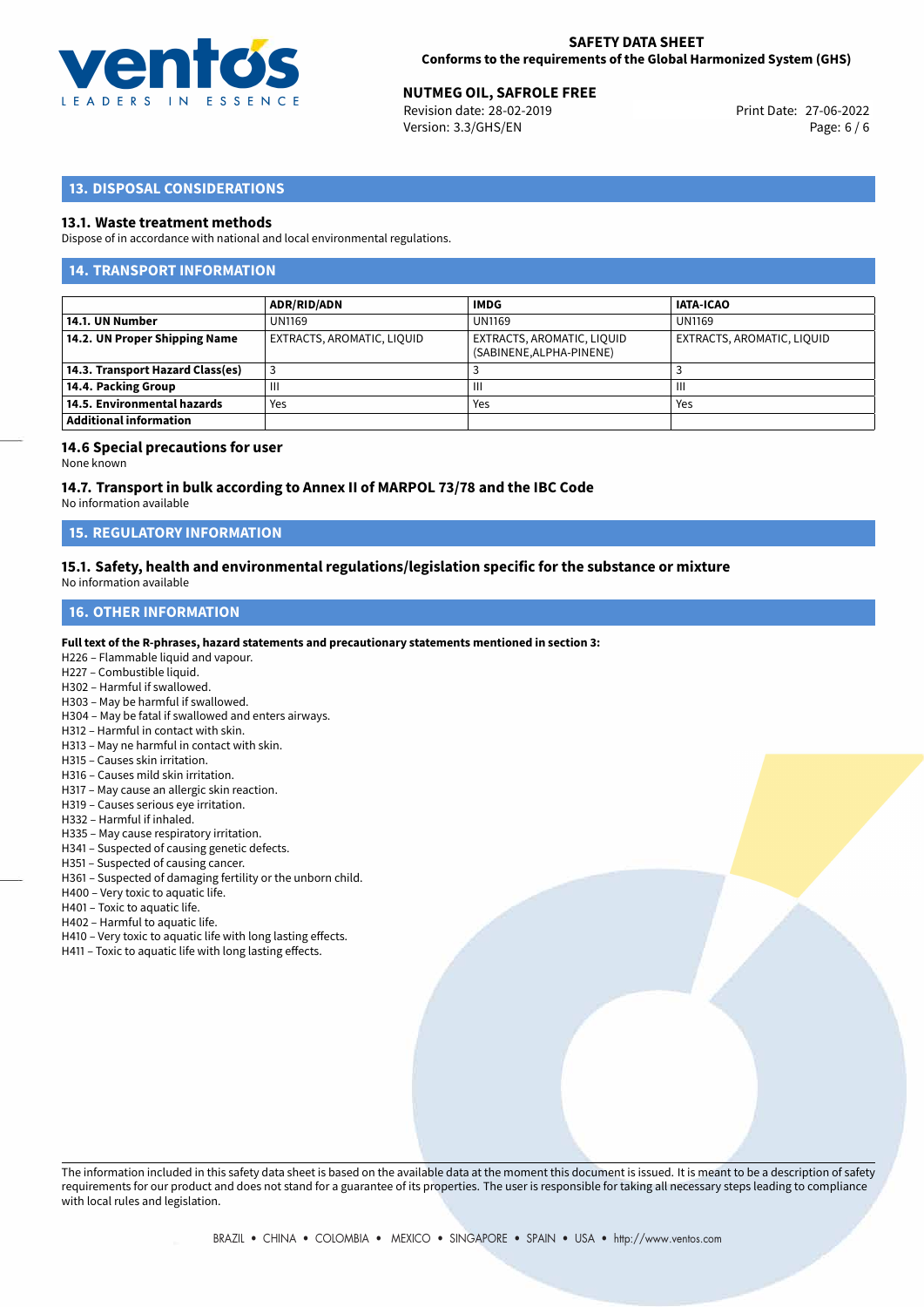## 13. DISPOSAL CONSIDERATIONS

### 13.1. Waste treatment methods

Dispose of in accordance with national and local environmental regulations.

## 14. TRANSPORT INFORMATION

| | ADR/RID/ADN | IMDG | IATA-ICAO |
|---|---|---|---|
| **14.1. UN Number** | UN1169 | UN1169 | UN1169 |
| **14.2. UN Proper Shipping Name** | EXTRACTS, AROMATIC, LIQUID | EXTRACTS, AROMATIC, LIQUID (SABINENE,ALPHA-PINENE) | EXTRACTS, AROMATIC, LIQUID |
| **14.3. Transport Hazard Class(es)** | 3 | 3 | 3 |
| **14.4. Packing Group** | III | III | III |
| **14.5. Environmental hazards** | Yes | Yes | Yes |
| **Additional information** | | | |

### 14.6 Special precautions for user

None known

### 14.7. Transport in bulk according to Annex II of MARPOL 73/78 and the IBC Code

No information available

## 15. REGULATORY INFORMATION

### 15.1. Safety, health and environmental regulations/legislation specific for the substance or mixture

No information available

## 16. OTHER INFORMATION

**Full text of the R-phrases, hazard statements and precautionary statements mentioned in section 3:**

H226 – Flammable liquid and vapour.
H227 – Combustible liquid.
H302 – Harmful if swallowed.
H303 – May be harmful if swallowed.
H304 – May be fatal if swallowed and enters airways.
H312 – Harmful in contact with skin.
H313 – May ne harmful in contact with skin.
H315 – Causes skin irritation.
H316 – Causes mild skin irritation.
H317 – May cause an allergic skin reaction.
H319 – Causes serious eye irritation.
H332 – Harmful if inhaled.
H335 – May cause respiratory irritation.
H341 – Suspected of causing genetic defects.
H351 – Suspected of causing cancer.
H361 – Suspected of damaging fertility or the unborn child.
H400 – Very toxic to aquatic life.
H401 – Toxic to aquatic life.
H402 – Harmful to aquatic life.
H410 – Very toxic to aquatic life with long lasting effects.
H411 – Toxic to aquatic life with long lasting effects.

The information included in this safety data sheet is based on the available data at the moment this document is issued. It is meant to be a description of safety requirements for our product and does not stand for a guarantee of its properties. The user is responsible for taking all necessary steps leading to compliance with local rules and legislation.